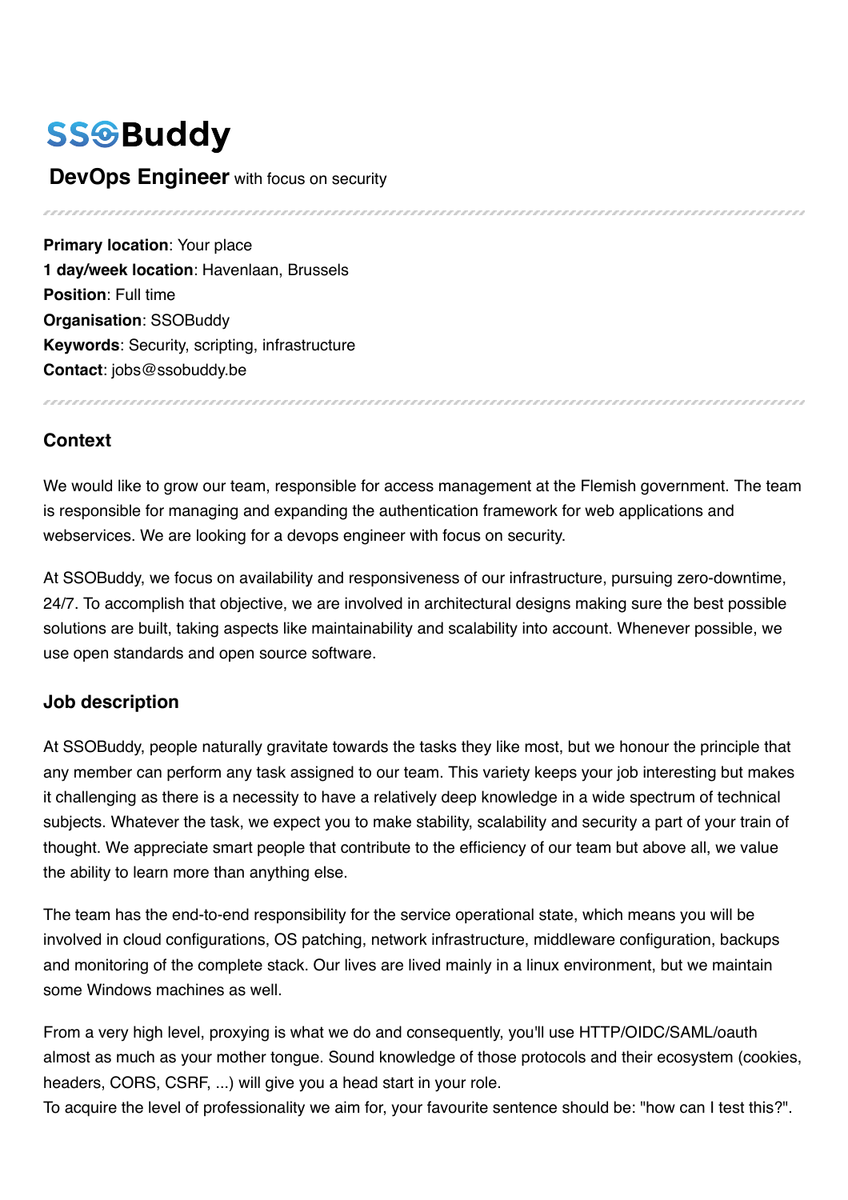# SSOBuddy

## **DevOps Engineer** with focus on security

---

**Primary location**: Your place
**1 day/week location**: Havenlaan, Brussels
**Position**: Full time
**Organisation**: SSOBuddy
**Keywords**: Security, scripting, infrastructure
**Contact**: jobs@ssobuddy.be

---

### Context

We would like to grow our team, responsible for access management at the Flemish government. The team is responsible for managing and expanding the authentication framework for web applications and webservices. We are looking for a devops engineer with focus on security.

At SSOBuddy, we focus on availability and responsiveness of our infrastructure, pursuing zero-downtime, 24/7. To accomplish that objective, we are involved in architectural designs making sure the best possible solutions are built, taking aspects like maintainability and scalability into account. Whenever possible, we use open standards and open source software.

### Job description

At SSOBuddy, people naturally gravitate towards the tasks they like most, but we honour the principle that any member can perform any task assigned to our team. This variety keeps your job interesting but makes it challenging as there is a necessity to have a relatively deep knowledge in a wide spectrum of technical subjects. Whatever the task, we expect you to make stability, scalability and security a part of your train of thought. We appreciate smart people that contribute to the efficiency of our team but above all, we value the ability to learn more than anything else.

The team has the end-to-end responsibility for the service operational state, which means you will be involved in cloud configurations, OS patching, network infrastructure, middleware configuration, backups and monitoring of the complete stack. Our lives are lived mainly in a linux environment, but we maintain some Windows machines as well.

From a very high level, proxying is what we do and consequently, you'll use HTTP/OIDC/SAML/oauth almost as much as your mother tongue. Sound knowledge of those protocols and their ecosystem (cookies, headers, CORS, CSRF, ...) will give you a head start in your role.
To acquire the level of professionality we aim for, your favourite sentence should be: "how can I test this?".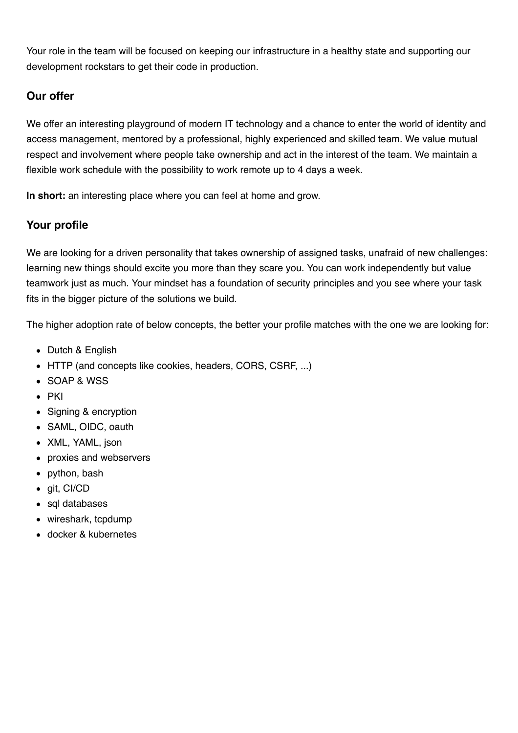Your role in the team will be focused on keeping our infrastructure in a healthy state and supporting our development rockstars to get their code in production.

## Our offer

We offer an interesting playground of modern IT technology and a chance to enter the world of identity and access management, mentored by a professional, highly experienced and skilled team. We value mutual respect and involvement where people take ownership and act in the interest of the team. We maintain a flexible work schedule with the possibility to work remote up to 4 days a week.

**In short:** an interesting place where you can feel at home and grow.

## Your profile

We are looking for a driven personality that takes ownership of assigned tasks, unafraid of new challenges: learning new things should excite you more than they scare you. You can work independently but value teamwork just as much. Your mindset has a foundation of security principles and you see where your task fits in the bigger picture of the solutions we build.

The higher adoption rate of below concepts, the better your profile matches with the one we are looking for:

- Dutch & English
- HTTP (and concepts like cookies, headers, CORS, CSRF, ...)
- SOAP & WSS
- PKI
- Signing & encryption
- SAML, OIDC, oauth
- XML, YAML, json
- proxies and webservers
- python, bash
- git, CI/CD
- sql databases
- wireshark, tcpdump
- docker & kubernetes